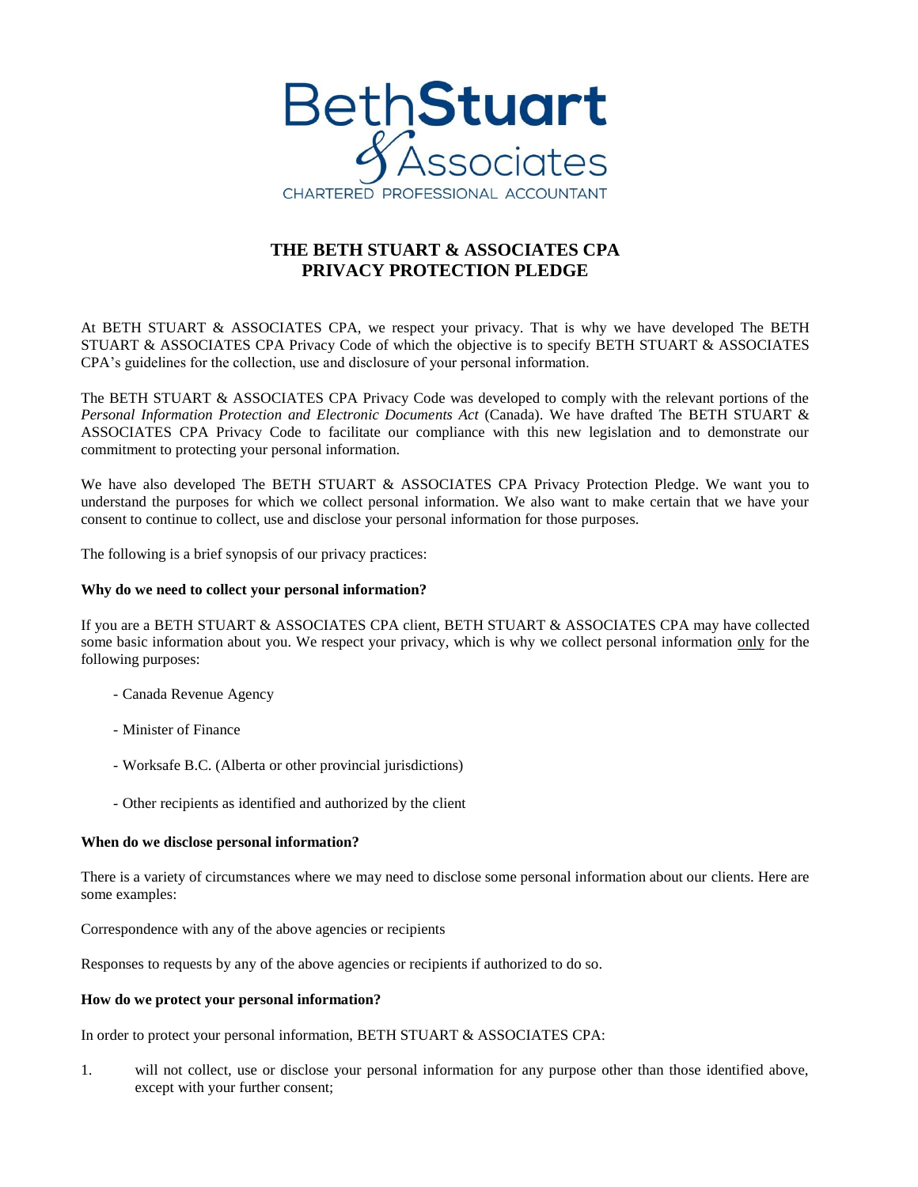BethStuart & Associates
CHARTERED PROFESSIONAL ACCOUNTANT

# THE BETH STUART & ASSOCIATES CPA PRIVACY PROTECTION PLEDGE

At BETH STUART & ASSOCIATES CPA, we respect your privacy. That is why we have developed The BETH STUART & ASSOCIATES CPA Privacy Code of which the objective is to specify BETH STUART & ASSOCIATES CPA's guidelines for the collection, use and disclosure of your personal information.

The BETH STUART & ASSOCIATES CPA Privacy Code was developed to comply with the relevant portions of the *Personal Information Protection and Electronic Documents Act* (Canada). We have drafted The BETH STUART & ASSOCIATES CPA Privacy Code to facilitate our compliance with this new legislation and to demonstrate our commitment to protecting your personal information.

We have also developed The BETH STUART & ASSOCIATES CPA Privacy Protection Pledge. We want you to understand the purposes for which we collect personal information. We also want to make certain that we have your consent to continue to collect, use and disclose your personal information for those purposes.

The following is a brief synopsis of our privacy practices:

**Why do we need to collect your personal information?**

If you are a BETH STUART & ASSOCIATES CPA client, BETH STUART & ASSOCIATES CPA may have collected some basic information about you. We respect your privacy, which is why we collect personal information only for the following purposes:

- Canada Revenue Agency
- Minister of Finance
- Worksafe B.C. (Alberta or other provincial jurisdictions)
- Other recipients as identified and authorized by the client

**When do we disclose personal information?**

There is a variety of circumstances where we may need to disclose some personal information about our clients. Here are some examples:

Correspondence with any of the above agencies or recipients

Responses to requests by any of the above agencies or recipients if authorized to do so.

**How do we protect your personal information?**

In order to protect your personal information, BETH STUART & ASSOCIATES CPA:

1. will not collect, use or disclose your personal information for any purpose other than those identified above, except with your further consent;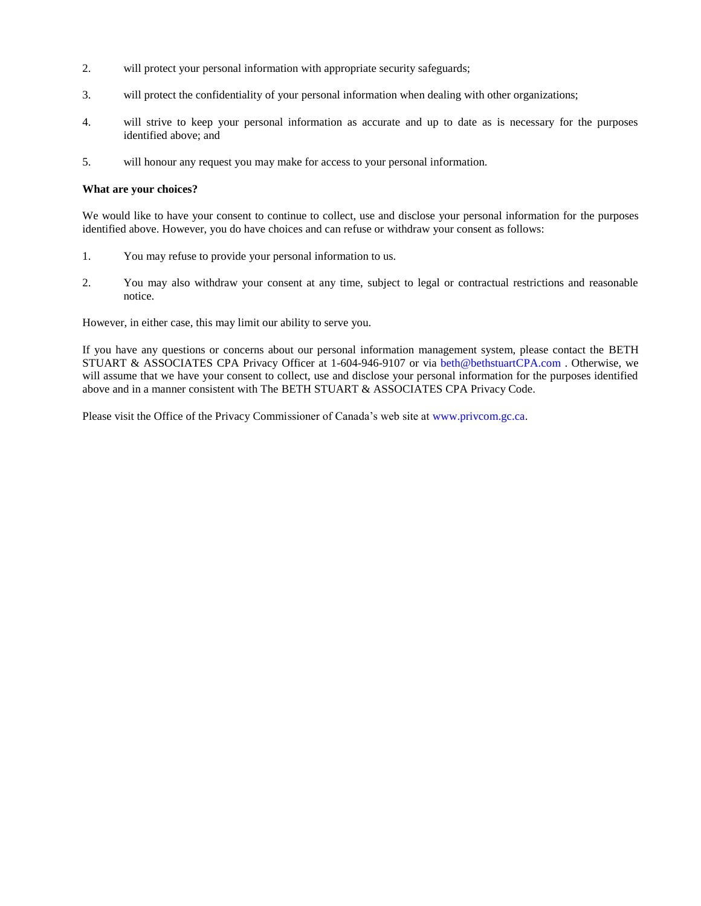2. will protect your personal information with appropriate security safeguards;

3. will protect the confidentiality of your personal information when dealing with other organizations;

4. will strive to keep your personal information as accurate and up to date as is necessary for the purposes identified above; and

5. will honour any request you may make for access to your personal information.

**What are your choices?**

We would like to have your consent to continue to collect, use and disclose your personal information for the purposes identified above. However, you do have choices and can refuse or withdraw your consent as follows:

1. You may refuse to provide your personal information to us.

2. You may also withdraw your consent at any time, subject to legal or contractual restrictions and reasonable notice.

However, in either case, this may limit our ability to serve you.

If you have any questions or concerns about our personal information management system, please contact the BETH STUART & ASSOCIATES CPA Privacy Officer at 1-604-946-9107 or via beth@bethstuartCPA.com . Otherwise, we will assume that we have your consent to collect, use and disclose your personal information for the purposes identified above and in a manner consistent with The BETH STUART & ASSOCIATES CPA Privacy Code.

Please visit the Office of the Privacy Commissioner of Canada's web site at www.privcom.gc.ca.